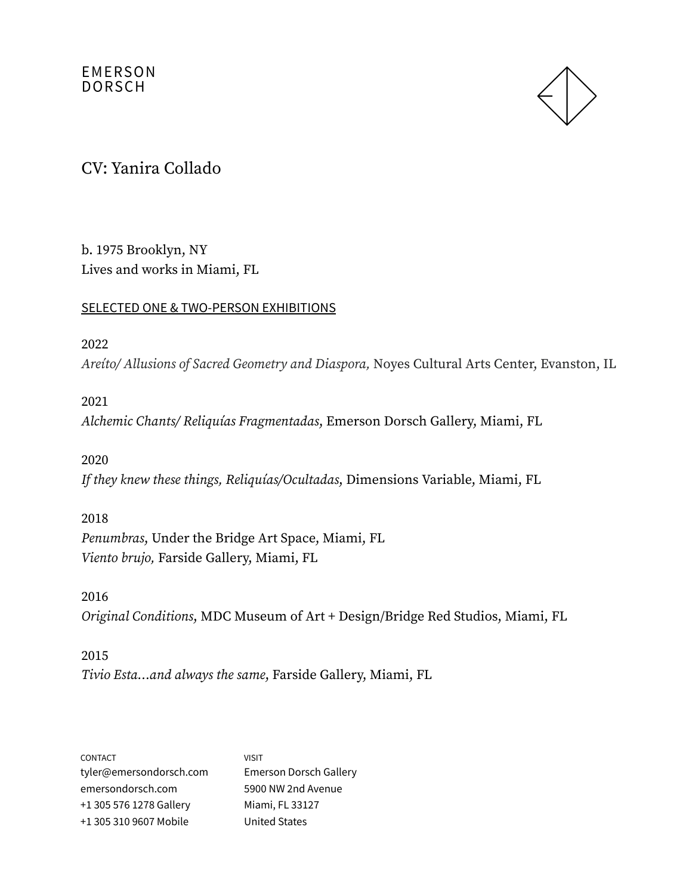EMERSON
DORSCH

# CV: Yanira Collado

b. 1975 Brooklyn, NY
Lives and works in Miami, FL

## SELECTED ONE & TWO-PERSON EXHIBITIONS

2022

*Areíto/ Allusions of Sacred Geometry and Diaspora,* Noyes Cultural Arts Center, Evanston, IL

2021

*Alchemic Chants/ Reliquías Fragmentadas,* Emerson Dorsch Gallery, Miami, FL

2020

*If they knew these things, Reliquías/Ocultadas,* Dimensions Variable, Miami, FL

2018

*Penumbras,* Under the Bridge Art Space, Miami, FL
*Viento brujo,* Farside Gallery, Miami, FL

2016

*Original Conditions,* MDC Museum of Art + Design/Bridge Red Studios, Miami, FL

2015

*Tivio Esta…and always the same,* Farside Gallery, Miami, FL

CONTACT
tyler@emersondorsch.com
emersondorsch.com
+1 305 576 1278 Gallery
+1 305 310 9607 Mobile

VISIT
Emerson Dorsch Gallery
5900 NW 2nd Avenue
Miami, FL 33127
United States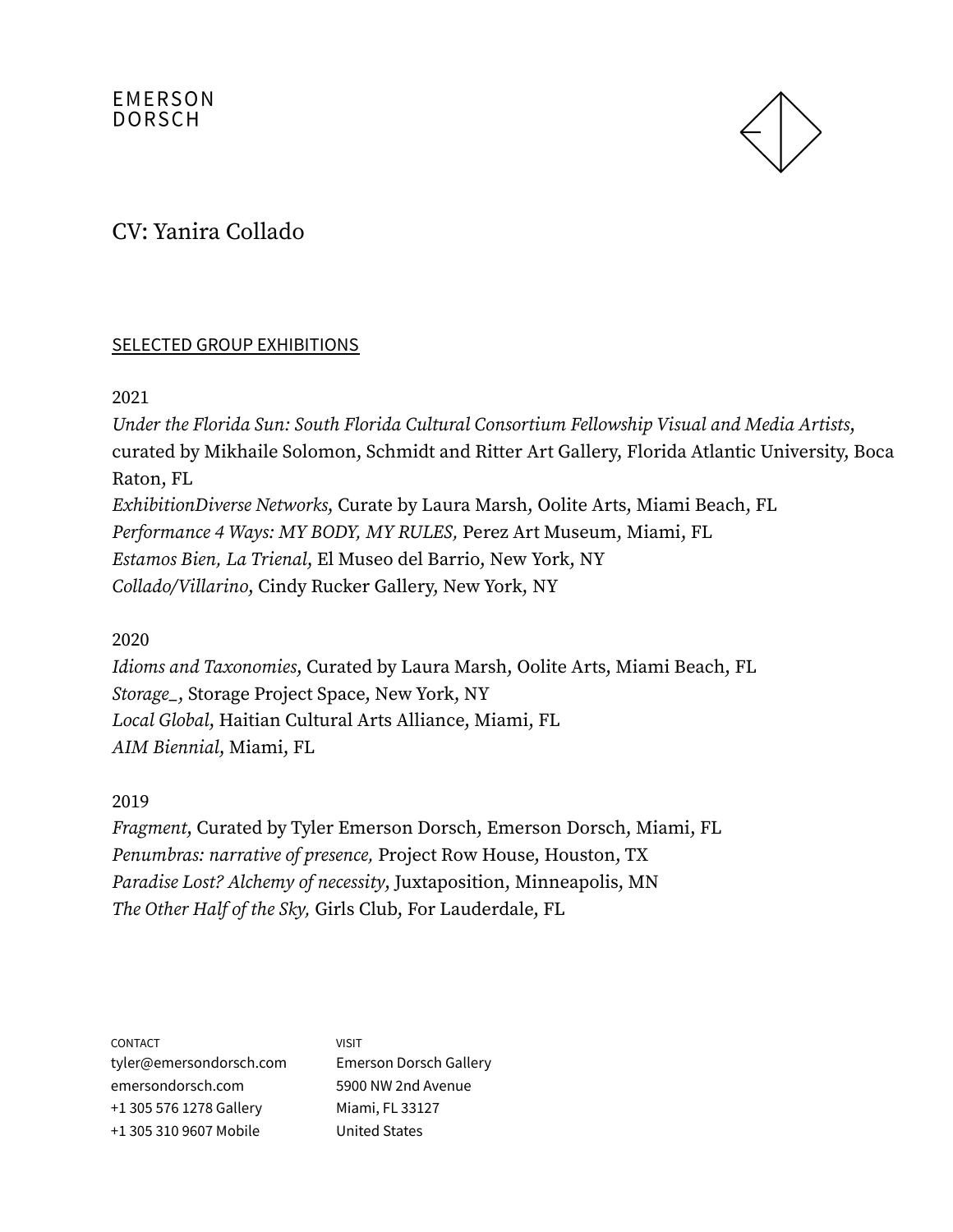EMERSON
DORSCH

CV: Yanira Collado

## SELECTED GROUP EXHIBITIONS

2021

*Under the Florida Sun: South Florida Cultural Consortium Fellowship Visual and Media Artists*, curated by Mikhaile Solomon, Schmidt and Ritter Art Gallery, Florida Atlantic University, Boca Raton, FL
*ExhibitionDiverse Networks,* Curate by Laura Marsh, Oolite Arts, Miami Beach, FL
*Performance 4 Ways: MY BODY, MY RULES,* Perez Art Museum, Miami, FL
*Estamos Bien, La Trienal*, El Museo del Barrio, New York, NY
*Collado/Villarino,* Cindy Rucker Gallery, New York, NY

2020

*Idioms and Taxonomies*, Curated by Laura Marsh, Oolite Arts, Miami Beach, FL
*Storage_,* Storage Project Space, New York, NY
*Local Global*, Haitian Cultural Arts Alliance, Miami, FL
*AIM Biennial*, Miami, FL

2019

*Fragment,* Curated by Tyler Emerson Dorsch, Emerson Dorsch, Miami, FL
*Penumbras: narrative of presence,* Project Row House, Houston, TX
*Paradise Lost? Alchemy of necessity*, Juxtaposition, Minneapolis, MN
*The Other Half of the Sky,* Girls Club, For Lauderdale, FL

CONTACT
tyler@emersondorsch.com
emersondorsch.com
+1 305 576 1278 Gallery
+1 305 310 9607 Mobile

VISIT
Emerson Dorsch Gallery
5900 NW 2nd Avenue
Miami, FL 33127
United States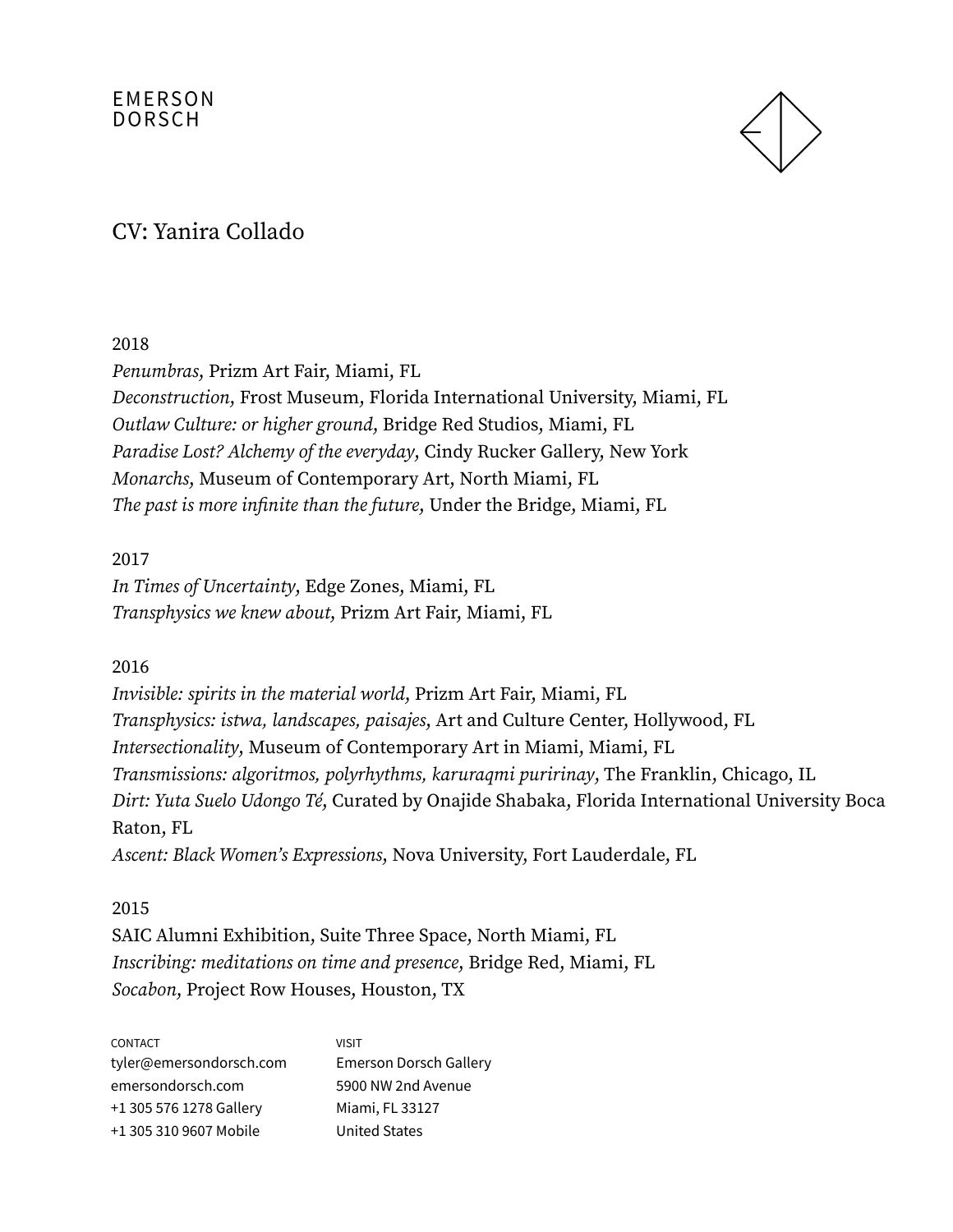EMERSON
DORSCH

# CV: Yanira Collado

2018
*Penumbras*, Prizm Art Fair, Miami, FL
*Deconstruction*, Frost Museum, Florida International University, Miami, FL
*Outlaw Culture: or higher ground*, Bridge Red Studios, Miami, FL
*Paradise Lost? Alchemy of the everyday*, Cindy Rucker Gallery, New York
*Monarchs*, Museum of Contemporary Art, North Miami, FL
*The past is more infinite than the future*, Under the Bridge, Miami, FL

2017
*In Times of Uncertainty*, Edge Zones, Miami, FL
*Transphysics we knew about*, Prizm Art Fair, Miami, FL

2016
*Invisible: spirits in the material world*, Prizm Art Fair, Miami, FL
*Transphysics: istwa, landscapes, paisajes*, Art and Culture Center, Hollywood, FL
*Intersectionality*, Museum of Contemporary Art in Miami, Miami, FL
*Transmissions: algoritmos, polyrhythms, karuraqmi puririnay*, The Franklin, Chicago, IL
*Dirt: Yuta Suelo Udongo Té*, Curated by Onajide Shabaka, Florida International University Boca Raton, FL
*Ascent: Black Women's Expressions*, Nova University, Fort Lauderdale, FL

2015
SAIC Alumni Exhibition, Suite Three Space, North Miami, FL
*Inscribing: meditations on time and presence*, Bridge Red, Miami, FL
*Socabon*, Project Row Houses, Houston, TX

CONTACT
tyler@emersondorsch.com
emersondorsch.com
+1 305 576 1278 Gallery
+1 305 310 9607 Mobile

VISIT
Emerson Dorsch Gallery
5900 NW 2nd Avenue
Miami, FL 33127
United States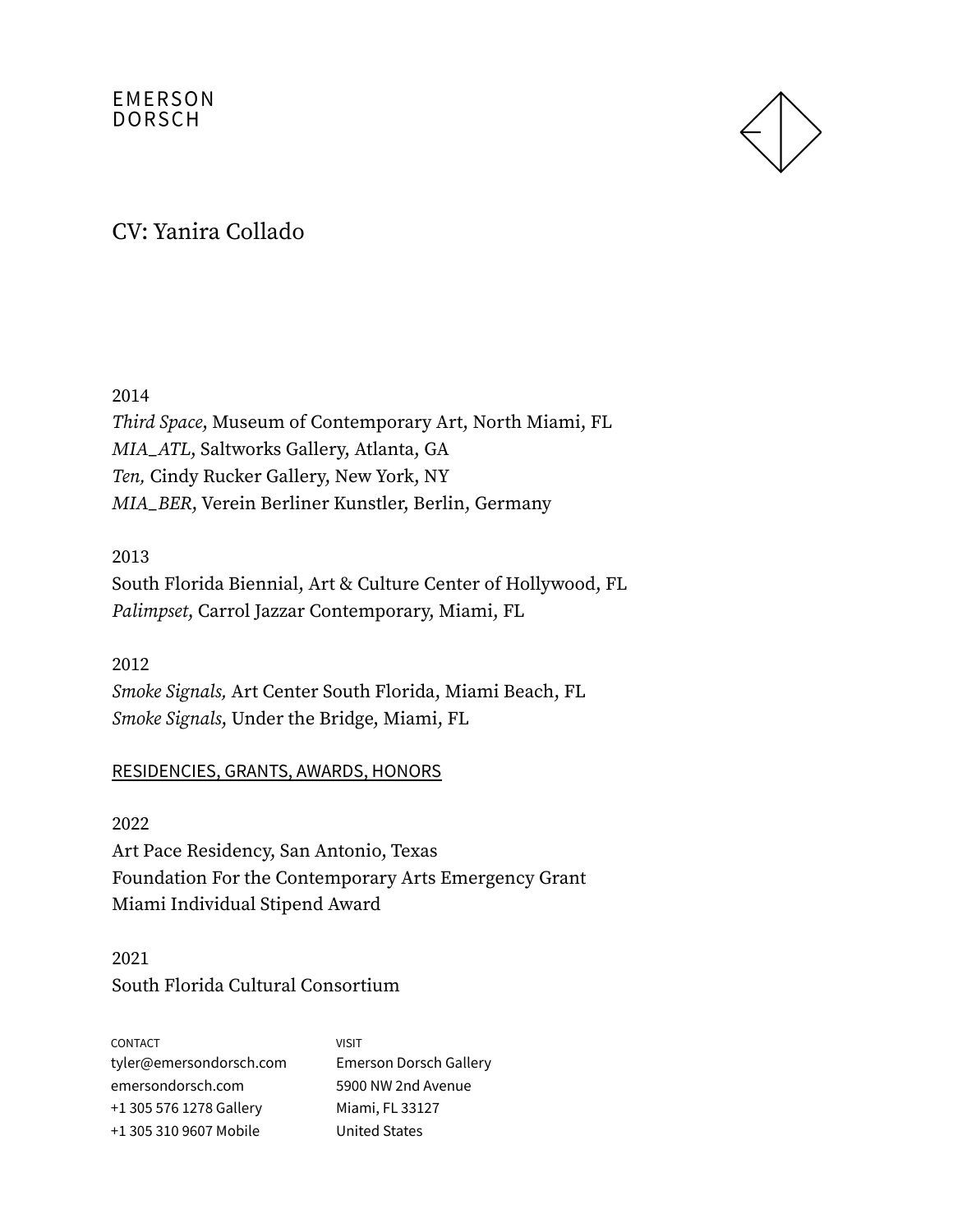2014
*Third Space,* Museum of Contemporary Art, North Miami, FL
*MIA_ATL,* Saltworks Gallery, Atlanta, GA
*Ten,* Cindy Rucker Gallery, New York, NY
*MIA_BER,* Verein Berliner Kunstler, Berlin, Germany

2013
South Florida Biennial, Art & Culture Center of Hollywood, FL
*Palimpset,* Carrol Jazzar Contemporary, Miami, FL

2012
*Smoke Signals,* Art Center South Florida, Miami Beach, FL
*Smoke Signals,* Under the Bridge, Miami, FL

## RESIDENCIES, GRANTS, AWARDS, HONORS

2022
Art Pace Residency, San Antonio, Texas
Foundation For the Contemporary Arts Emergency Grant
Miami Individual Stipend Award

2021
South Florida Cultural Consortium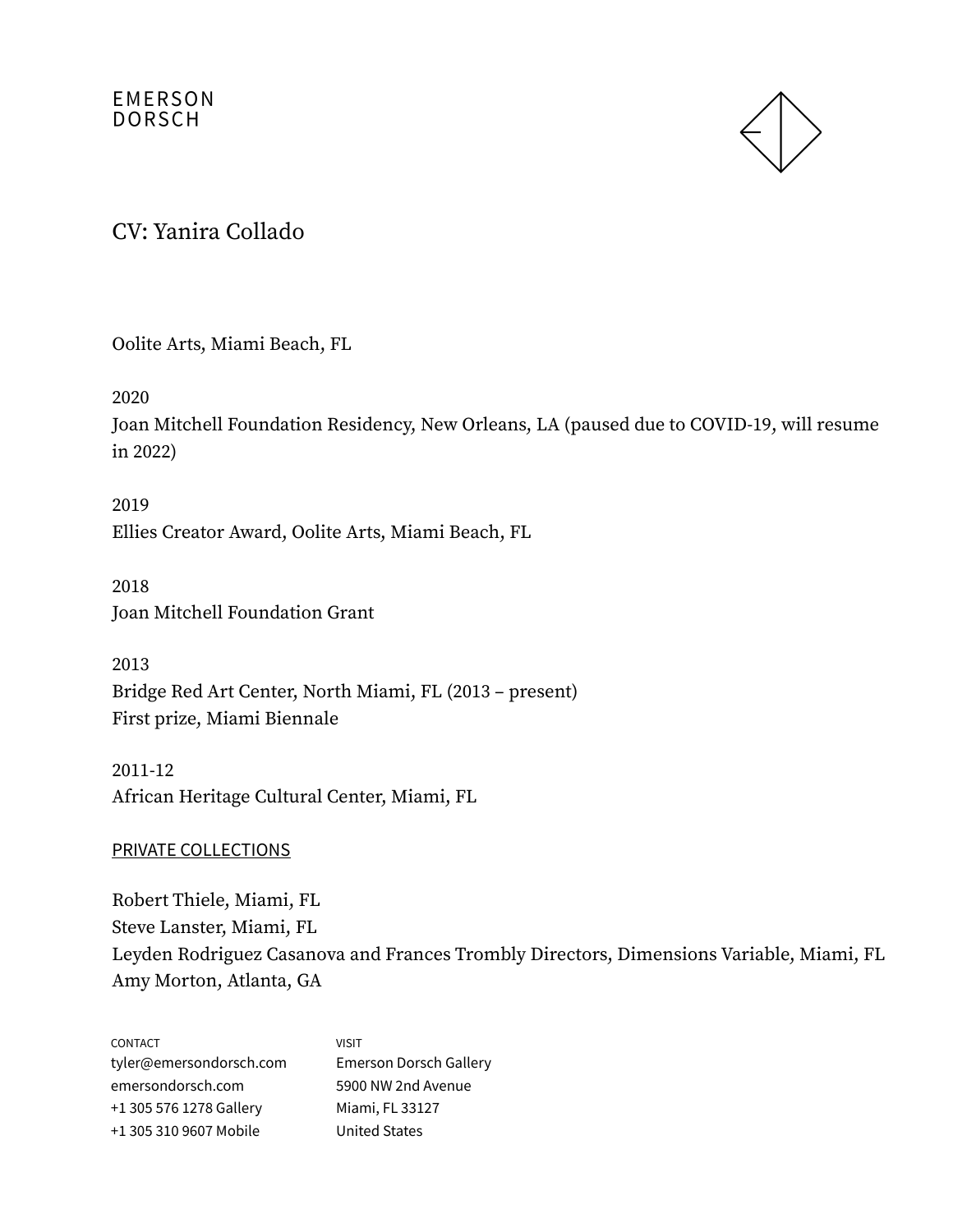EMERSON
DORSCH

# CV: Yanira Collado

Oolite Arts, Miami Beach, FL

2020
Joan Mitchell Foundation Residency, New Orleans, LA (paused due to COVID-19, will resume in 2022)

2019
Ellies Creator Award, Oolite Arts, Miami Beach, FL

2018
Joan Mitchell Foundation Grant

2013
Bridge Red Art Center, North Miami, FL (2013 – present)
First prize, Miami Biennale

2011-12
African Heritage Cultural Center, Miami, FL

## PRIVATE COLLECTIONS

Robert Thiele, Miami, FL
Steve Lanster, Miami, FL
Leyden Rodriguez Casanova and Frances Trombly Directors, Dimensions Variable, Miami, FL
Amy Morton, Atlanta, GA

CONTACT
tyler@emersondorsch.com
emersondorsch.com
+1 305 576 1278 Gallery
+1 305 310 9607 Mobile

VISIT
Emerson Dorsch Gallery
5900 NW 2nd Avenue
Miami, FL 33127
United States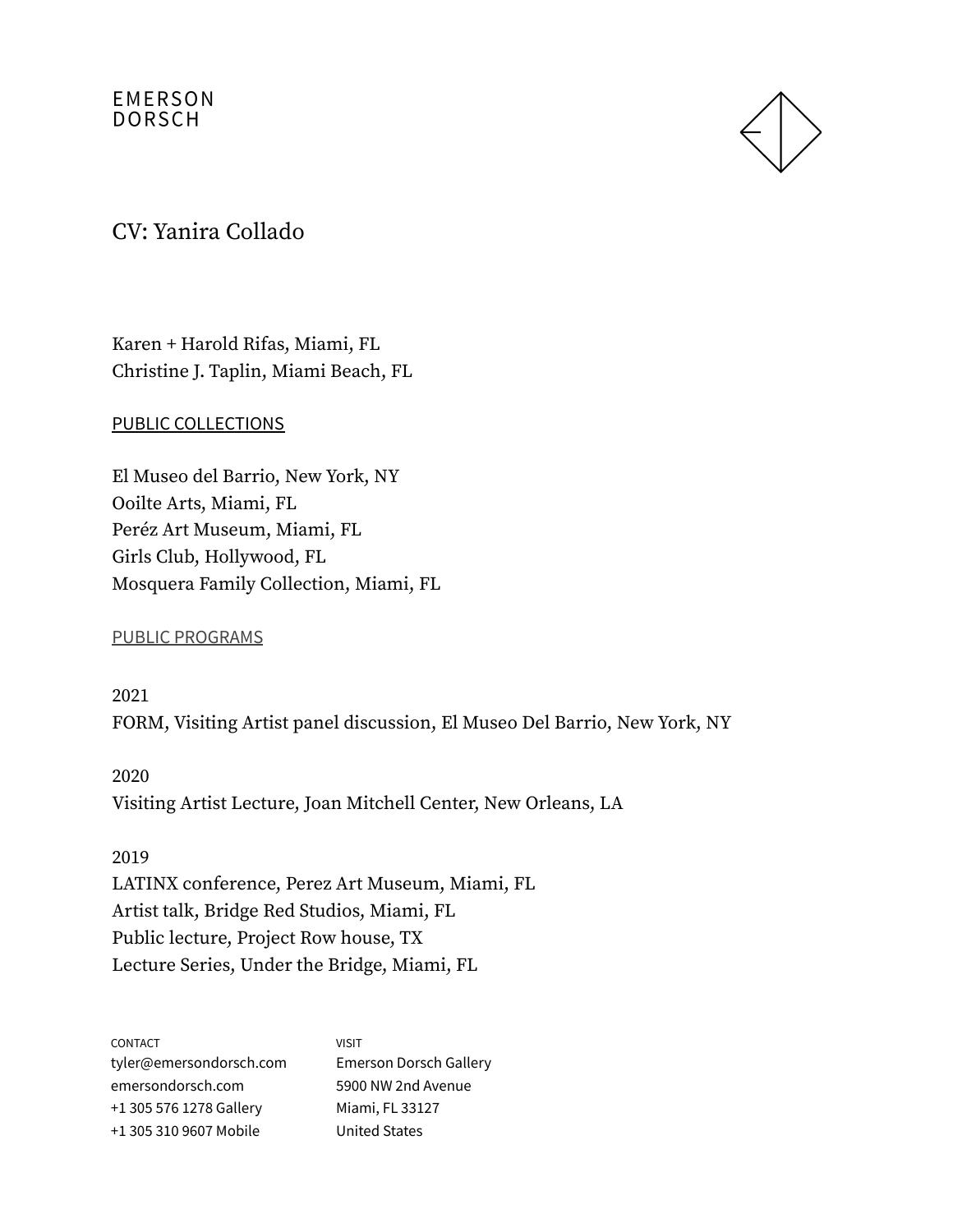Karen + Harold Rifas, Miami, FL
Christine J. Taplin, Miami Beach, FL

## PUBLIC COLLECTIONS

El Museo del Barrio, New York, NY
Ooilte Arts, Miami, FL
Peréz Art Museum, Miami, FL
Girls Club, Hollywood, FL
Mosquera Family Collection, Miami, FL

## PUBLIC PROGRAMS

2021
FORM, Visiting Artist panel discussion, El Museo Del Barrio, New York, NY

2020
Visiting Artist Lecture, Joan Mitchell Center, New Orleans, LA

2019
LATINX conference, Perez Art Museum, Miami, FL
Artist talk, Bridge Red Studios, Miami, FL
Public lecture, Project Row house, TX
Lecture Series, Under the Bridge, Miami, FL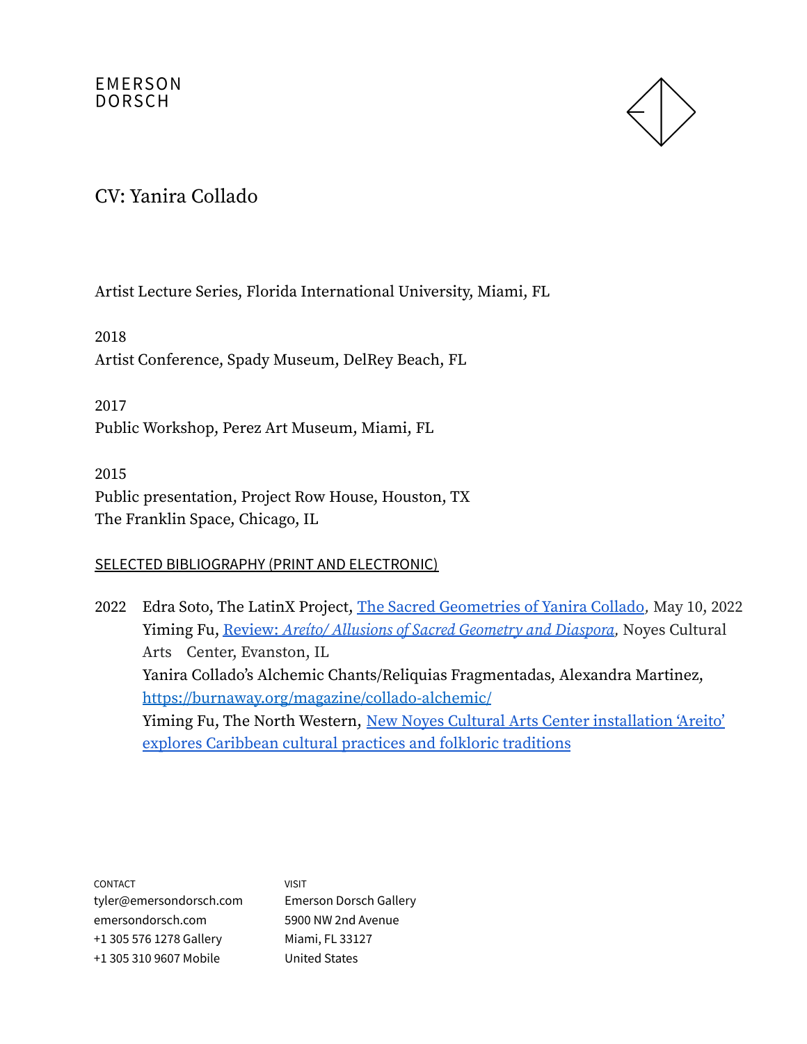EMERSON
DORSCH

CV: Yanira Collado

Artist Lecture Series, Florida International University, Miami, FL

2018
Artist Conference, Spady Museum, DelRey Beach, FL

2017
Public Workshop, Perez Art Museum, Miami, FL

2015
Public presentation, Project Row House, Houston, TX
The Franklin Space, Chicago, IL

SELECTED BIBLIOGRAPHY (PRINT AND ELECTRONIC)

2022 Edra Soto, The LatinX Project, The Sacred Geometries of Yanira Collado, May 10, 2022
Yiming Fu, Review: *Areíto/ Allusions of Sacred Geometry and Diaspora*, Noyes Cultural Arts Center, Evanston, IL
Yanira Collado's Alchemic Chants/Reliquias Fragmentadas, Alexandra Martinez, https://burnaway.org/magazine/collado-alchemic/
Yiming Fu, The North Western, New Noyes Cultural Arts Center installation 'Areito' explores Caribbean cultural practices and folkloric traditions

CONTACT
tyler@emersondorsch.com
emersondorsch.com
+1 305 576 1278 Gallery
+1 305 310 9607 Mobile

VISIT
Emerson Dorsch Gallery
5900 NW 2nd Avenue
Miami, FL 33127
United States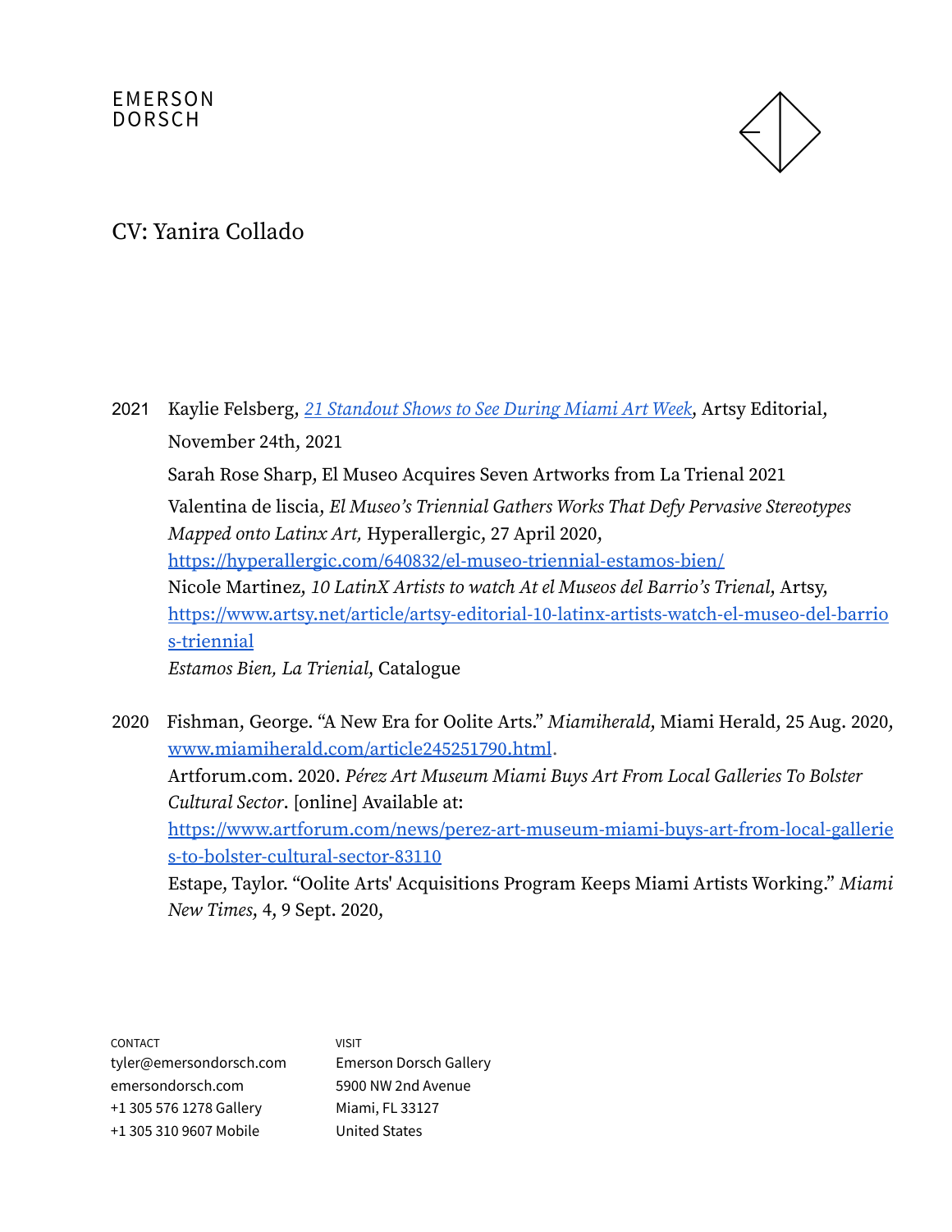EMERSON
DORSCH

# CV: Yanira Collado

2021 Kaylie Felsberg, *[21 Standout Shows to See During Miami Art Week](https://www.artsy.net)*, Artsy Editorial, November 24th, 2021

Sarah Rose Sharp, El Museo Acquires Seven Artworks from La Trienal 2021

Valentina de liscia*, El Museo's Triennial Gathers Works That Defy Pervasive Stereotypes Mapped onto Latinx Art,* Hyperallergic, 27 April 2020, https://hyperallergic.com/640832/el-museo-triennial-estamos-bien/

Nicole Martinez*, 10 LatinX Artists to watch At el Museos del Barrio's Trienal*, Artsy, https://www.artsy.net/article/artsy-editorial-10-latinx-artists-watch-el-museo-del-barrios-triennial

*Estamos Bien, La Trienial*, Catalogue

2020 Fishman, George. "A New Era for Oolite Arts." *Miamiherald*, Miami Herald, 25 Aug. 2020, www.miamiherald.com/article245251790.html.

Artforum.com. 2020. *Pérez Art Museum Miami Buys Art From Local Galleries To Bolster Cultural Sector*. [online] Available at: https://www.artforum.com/news/perez-art-museum-miami-buys-art-from-local-galleries-to-bolster-cultural-sector-83110

Estape, Taylor. "Oolite Arts' Acquisitions Program Keeps Miami Artists Working." *Miami New Times*, 4, 9 Sept. 2020,

CONTACT
tyler@emersondorsch.com
emersondorsch.com
+1 305 576 1278 Gallery
+1 305 310 9607 Mobile

VISIT
Emerson Dorsch Gallery
5900 NW 2nd Avenue
Miami, FL 33127
United States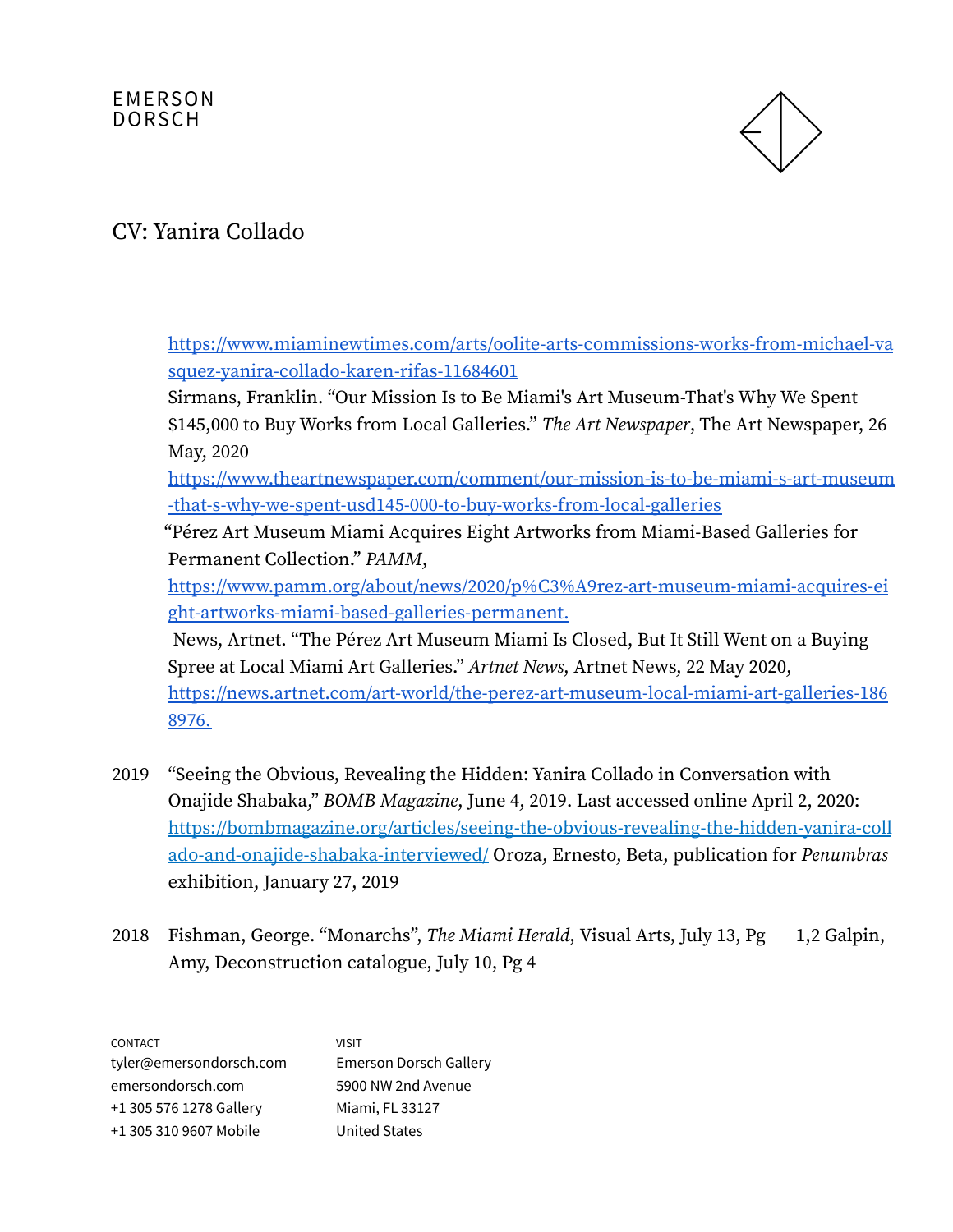EMERSON DORSCH

CV: Yanira Collado

[https://www.miaminewtimes.com/arts/oolite-arts-commissions-works-from-michael-vasquez-yanira-collado-karen-rifas-11684601](https://www.miaminewtimes.com/arts/oolite-arts-commissions-works-from-michael-vasquez-yanira-collado-karen-rifas-11684601)
Sirmans, Franklin. “Our Mission Is to Be Miami's Art Museum-That's Why We Spent $145,000 to Buy Works from Local Galleries.” *The Art Newspaper*, The Art Newspaper, 26 May, 2020
[https://www.theartnewspaper.com/comment/our-mission-is-to-be-miami-s-art-museum-that-s-why-we-spent-usd145-000-to-buy-works-from-local-galleries](https://www.theartnewspaper.com/comment/our-mission-is-to-be-miami-s-art-museum-that-s-why-we-spent-usd145-000-to-buy-works-from-local-galleries)
“Pérez Art Museum Miami Acquires Eight Artworks from Miami-Based Galleries for Permanent Collection.” *PAMM*, [https://www.pamm.org/about/news/2020/p%C3%A9rez-art-museum-miami-acquires-eight-artworks-miami-based-galleries-permanent.](https://www.pamm.org/about/news/2020/p%C3%A9rez-art-museum-miami-acquires-eight-artworks-miami-based-galleries-permanent.)
News, Artnet. “The Pérez Art Museum Miami Is Closed, But It Still Went on a Buying Spree at Local Miami Art Galleries.” *Artnet News*, Artnet News, 22 May 2020, [https://news.artnet.com/art-world/the-perez-art-museum-local-miami-art-galleries-1868976.](https://news.artnet.com/art-world/the-perez-art-museum-local-miami-art-galleries-1868976.)

2019 “Seeing the Obvious, Revealing the Hidden: Yanira Collado in Conversation with Onajide Shabaka,” *BOMB Magazine*, June 4, 2019. Last accessed online April 2, 2020: [https://bombmagazine.org/articles/seeing-the-obvious-revealing-the-hidden-yanira-collado-and-onajide-shabaka-interviewed/](https://bombmagazine.org/articles/seeing-the-obvious-revealing-the-hidden-yanira-collado-and-onajide-shabaka-interviewed/) Oroza, Ernesto, Beta, publication for *Penumbras* exhibition, January 27, 2019

2018 Fishman, George. “Monarchs”, *The Miami Herald*, Visual Arts, July 13, Pg 1,2 Galpin, Amy, Deconstruction catalogue, July 10, Pg 4

CONTACT
tyler@emersondorsch.com
emersondorsch.com
+1 305 576 1278 Gallery
+1 305 310 9607 Mobile

VISIT
Emerson Dorsch Gallery
5900 NW 2nd Avenue
Miami, FL 33127
United States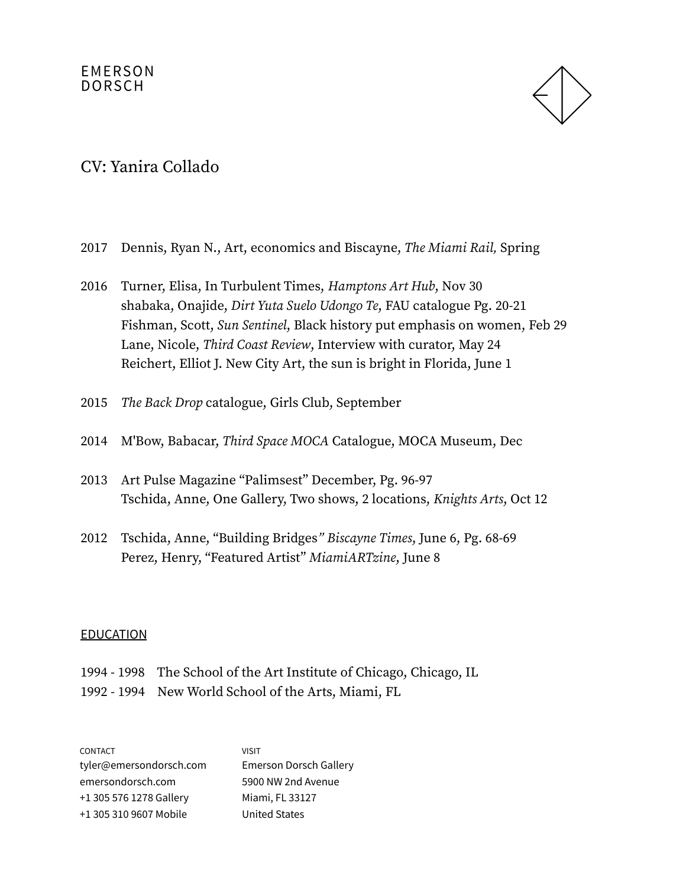EMERSON
DORSCH

# CV: Yanira Collado

2017 Dennis, Ryan N., Art, economics and Biscayne, *The Miami Rail,* Spring

2016 Turner, Elisa, In Turbulent Times, *Hamptons Art Hub,* Nov 30
shabaka, Onajide, *Dirt Yuta Suelo Udongo Te,* FAU catalogue Pg. 20-21
Fishman, Scott, *Sun Sentinel*, Black history put emphasis on women, Feb 29
Lane, Nicole, *Third Coast Review,* Interview with curator, May 24
Reichert, Elliot J. New City Art, the sun is bright in Florida, June 1

2015 *The Back Drop* catalogue, Girls Club, September

2014 M'Bow, Babacar, *Third Space MOCA* Catalogue, MOCA Museum, Dec

2013 Art Pulse Magazine "Palimsest" December, Pg. 96-97
Tschida, Anne, One Gallery, Two shows, 2 locations, *Knights Arts,* Oct 12

2012 Tschida, Anne, "Building Bridges*" Biscayne Times,* June 6, Pg. 68-69
Perez, Henry, "Featured Artist" *MiamiARTzine,* June 8

## EDUCATION

1994 - 1998 The School of the Art Institute of Chicago, Chicago, IL
1992 - 1994 New World School of the Arts, Miami, FL

CONTACT
tyler@emersondorsch.com
emersondorsch.com
+1 305 576 1278 Gallery
+1 305 310 9607 Mobile

VISIT
Emerson Dorsch Gallery
5900 NW 2nd Avenue
Miami, FL 33127
United States